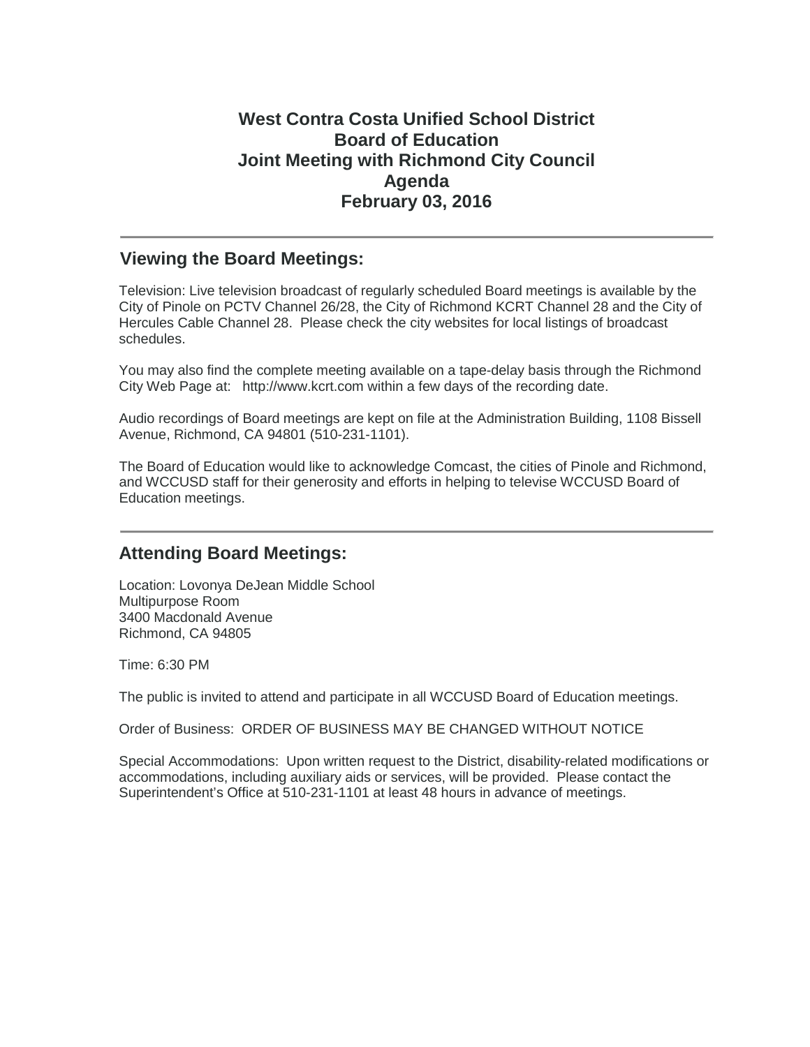# West Contra Costa Unified School District
# Board of Education
# Joint Meeting with Richmond City Council
# Agenda
# February 03, 2016

---

## Viewing the Board Meetings:

Television: Live television broadcast of regularly scheduled Board meetings is available by the City of Pinole on PCTV Channel 26/28, the City of Richmond KCRT Channel 28 and the City of Hercules Cable Channel 28. Please check the city websites for local listings of broadcast schedules.

You may also find the complete meeting available on a tape-delay basis through the Richmond City Web Page at: http://www.kcrt.com within a few days of the recording date.

Audio recordings of Board meetings are kept on file at the Administration Building, 1108 Bissell Avenue, Richmond, CA 94801 (510-231-1101).

The Board of Education would like to acknowledge Comcast, the cities of Pinole and Richmond, and WCCUSD staff for their generosity and efforts in helping to televise WCCUSD Board of Education meetings.

---

## Attending Board Meetings:

Location: Lovonya DeJean Middle School
Multipurpose Room
3400 Macdonald Avenue
Richmond, CA 94805

Time: 6:30 PM

The public is invited to attend and participate in all WCCUSD Board of Education meetings.

Order of Business: ORDER OF BUSINESS MAY BE CHANGED WITHOUT NOTICE

Special Accommodations: Upon written request to the District, disability-related modifications or accommodations, including auxiliary aids or services, will be provided. Please contact the Superintendent's Office at 510-231-1101 at least 48 hours in advance of meetings.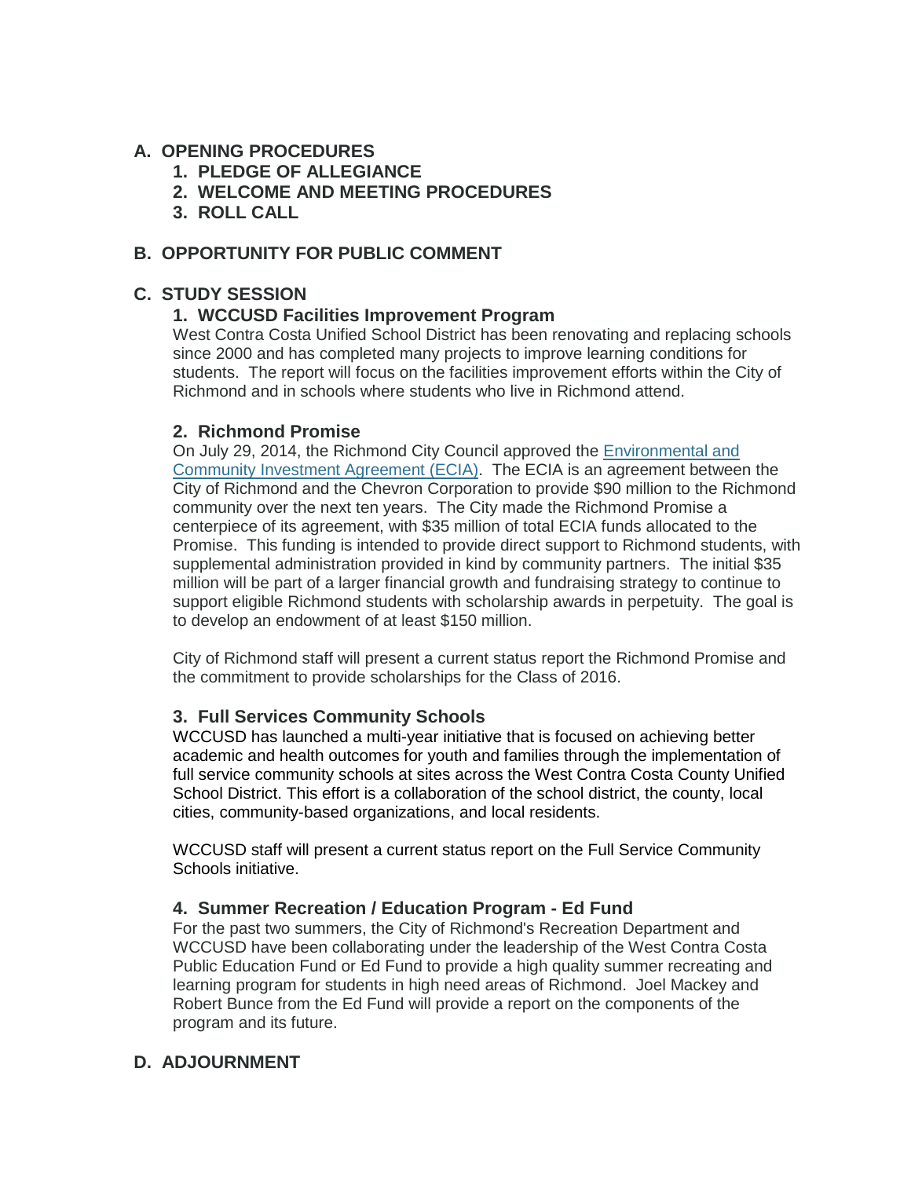## A. OPENING PROCEDURES

1. **PLEDGE OF ALLEGIANCE**
2. **WELCOME AND MEETING PROCEDURES**
3. **ROLL CALL**

## B. OPPORTUNITY FOR PUBLIC COMMENT

## C. STUDY SESSION

### 1. WCCUSD Facilities Improvement Program

West Contra Costa Unified School District has been renovating and replacing schools since 2000 and has completed many projects to improve learning conditions for students. The report will focus on the facilities improvement efforts within the City of Richmond and in schools where students who live in Richmond attend.

### 2. Richmond Promise

On July 29, 2014, the Richmond City Council approved the Environmental and Community Investment Agreement (ECIA). The ECIA is an agreement between the City of Richmond and the Chevron Corporation to provide $90 million to the Richmond community over the next ten years. The City made the Richmond Promise a centerpiece of its agreement, with $35 million of total ECIA funds allocated to the Promise. This funding is intended to provide direct support to Richmond students, with supplemental administration provided in kind by community partners. The initial $35 million will be part of a larger financial growth and fundraising strategy to continue to support eligible Richmond students with scholarship awards in perpetuity. The goal is to develop an endowment of at least $150 million.

City of Richmond staff will present a current status report the Richmond Promise and the commitment to provide scholarships for the Class of 2016.

### 3. Full Services Community Schools

WCCUSD has launched a multi-year initiative that is focused on achieving better academic and health outcomes for youth and families through the implementation of full service community schools at sites across the West Contra Costa County Unified School District. This effort is a collaboration of the school district, the county, local cities, community-based organizations, and local residents.

WCCUSD staff will present a current status report on the Full Service Community Schools initiative.

### 4. Summer Recreation / Education Program - Ed Fund

For the past two summers, the City of Richmond's Recreation Department and WCCUSD have been collaborating under the leadership of the West Contra Costa Public Education Fund or Ed Fund to provide a high quality summer recreating and learning program for students in high need areas of Richmond. Joel Mackey and Robert Bunce from the Ed Fund will provide a report on the components of the program and its future.

## D. ADJOURNMENT